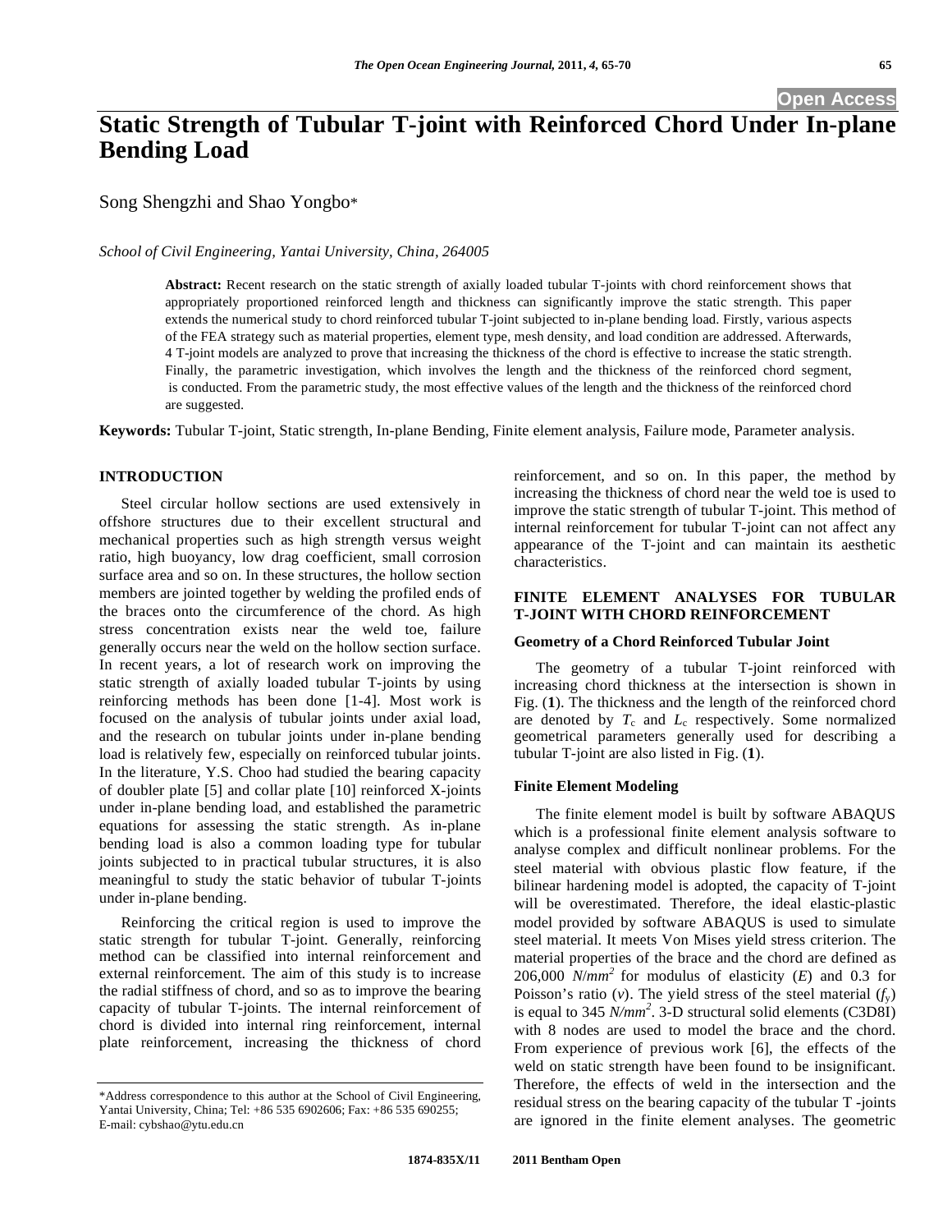Open Access

# Static Strength of Tubular T-joint with Reinforced Chord Under In-plane Bending Load

Song Shengzhi and Shao Yongbo*

*School of Civil Engineering, Yantai University, China, 264005*

**Abstract:** Recent research on the static strength of axially loaded tubular T-joints with chord reinforcement shows that appropriately proportioned reinforced length and thickness can significantly improve the static strength. This paper extends the numerical study to chord reinforced tubular T-joint subjected to in-plane bending load. Firstly, various aspects of the FEA strategy such as material properties, element type, mesh density, and load condition are addressed. Afterwards, 4 T-joint models are analyzed to prove that increasing the thickness of the chord is effective to increase the static strength. Finally, the parametric investigation, which involves the length and the thickness of the reinforced chord segment, is conducted. From the parametric study, the most effective values of the length and the thickness of the reinforced chord are suggested.

**Keywords:** Tubular T-joint, Static strength, In-plane Bending, Finite element analysis, Failure mode, Parameter analysis.

## INTRODUCTION

Steel circular hollow sections are used extensively in offshore structures due to their excellent structural and mechanical properties such as high strength versus weight ratio, high buoyancy, low drag coefficient, small corrosion surface area and so on. In these structures, the hollow section members are jointed together by welding the profiled ends of the braces onto the circumference of the chord. As high stress concentration exists near the weld toe, failure generally occurs near the weld on the hollow section surface. In recent years, a lot of research work on improving the static strength of axially loaded tubular T-joints by using reinforcing methods has been done [1-4]. Most work is focused on the analysis of tubular joints under axial load, and the research on tubular joints under in-plane bending load is relatively few, especially on reinforced tubular joints. In the literature, Y.S. Choo had studied the bearing capacity of doubler plate [5] and collar plate [10] reinforced X-joints under in-plane bending load, and established the parametric equations for assessing the static strength. As in-plane bending load is also a common loading type for tubular joints subjected to in practical tubular structures, it is also meaningful to study the static behavior of tubular T-joints under in-plane bending.

Reinforcing the critical region is used to improve the static strength for tubular T-joint. Generally, reinforcing method can be classified into internal reinforcement and external reinforcement. The aim of this study is to increase the radial stiffness of chord, and so as to improve the bearing capacity of tubular T-joints. The internal reinforcement of chord is divided into internal ring reinforcement, internal plate reinforcement, increasing the thickness of chord reinforcement, and so on. In this paper, the method by increasing the thickness of chord near the weld toe is used to improve the static strength of tubular T-joint. This method of internal reinforcement for tubular T-joint can not affect any appearance of the T-joint and can maintain its aesthetic characteristics.

## FINITE ELEMENT ANALYSES FOR TUBULAR T-JOINT WITH CHORD REINFORCEMENT

### Geometry of a Chord Reinforced Tubular Joint

The geometry of a tubular T-joint reinforced with increasing chord thickness at the intersection is shown in Fig. (**1**). The thickness and the length of the reinforced chord are denoted by $T_c$ and $L_c$ respectively. Some normalized geometrical parameters generally used for describing a tubular T-joint are also listed in Fig. (**1**).

### Finite Element Modeling

The finite element model is built by software ABAQUS which is a professional finite element analysis software to analyse complex and difficult nonlinear problems. For the steel material with obvious plastic flow feature, if the bilinear hardening model is adopted, the capacity of T-joint will be overestimated. Therefore, the ideal elastic-plastic model provided by software ABAQUS is used to simulate steel material. It meets Von Mises yield stress criterion. The material properties of the brace and the chord are defined as 206,000 $N/mm^2$ for modulus of elasticity ($E$) and 0.3 for Poisson's ratio ($v$). The yield stress of the steel material ($f_y$) is equal to 345 $N/mm^2$. 3-D structural solid elements (C3D8I) with 8 nodes are used to model the brace and the chord. From experience of previous work [6], the effects of the weld on static strength have been found to be insignificant. Therefore, the effects of weld in the intersection and the residual stress on the bearing capacity of the tubular T -joints are ignored in the finite element analyses. The geometric

---

*Address correspondence to this author at the School of Civil Engineering, Yantai University, China; Tel: +86 535 6902606; Fax: +86 535 690255; E-mail: cybshao@ytu.edu.cn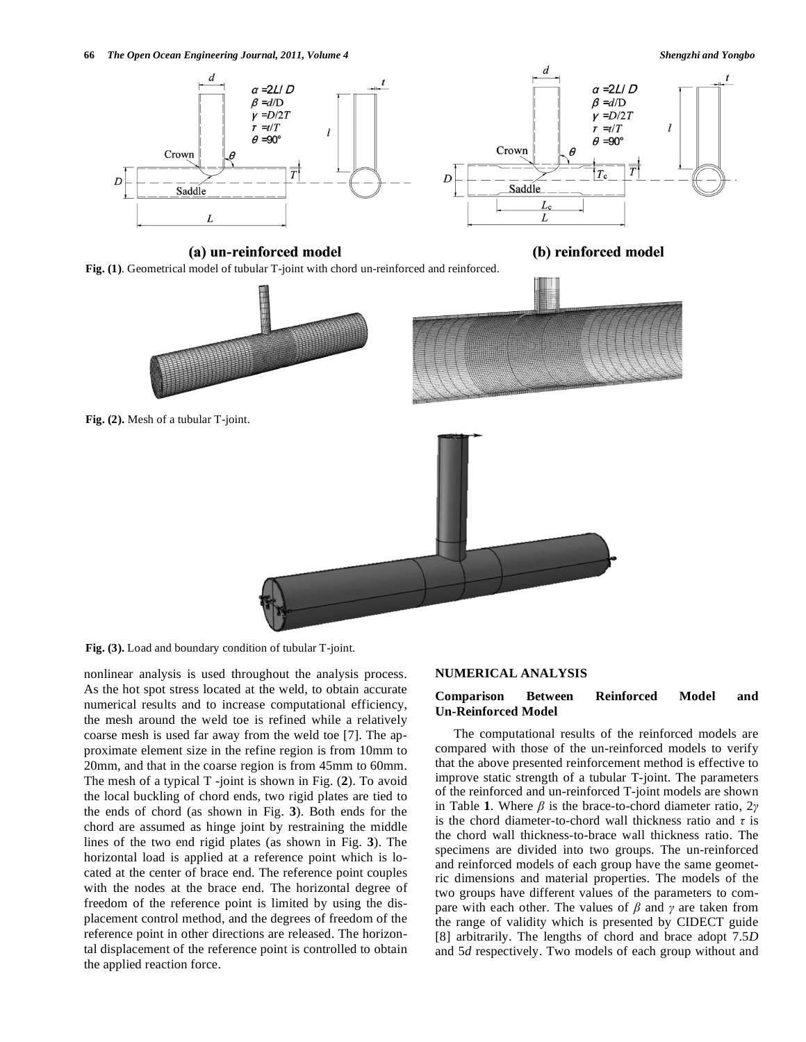Fig. (1). Geometrical model of tubular T-joint with chord un-reinforced and reinforced.

Fig. (2). Mesh of a tubular T-joint.

Fig. (3). Load and boundary condition of tubular T-joint.

nonlinear analysis is used throughout the analysis process. As the hot spot stress located at the weld, to obtain accurate numerical results and to increase computational efficiency, the mesh around the weld toe is refined while a relatively coarse mesh is used far away from the weld toe [7]. The approximate element size in the refine region is from 10mm to 20mm, and that in the coarse region is from 45mm to 60mm. The mesh of a typical T -joint is shown in Fig. (**2**). To avoid the local buckling of chord ends, two rigid plates are tied to the ends of chord (as shown in Fig. **3**). Both ends for the chord are assumed as hinge joint by restraining the middle lines of the two end rigid plates (as shown in Fig. **3**). The horizontal load is applied at a reference point which is located at the center of brace end. The reference point couples with the nodes at the brace end. The horizontal degree of freedom of the reference point is limited by using the displacement control method, and the degrees of freedom of the reference point in other directions are released. The horizontal displacement of the reference point is controlled to obtain the applied reaction force.

## NUMERICAL ANALYSIS

### Comparison Between Reinforced Model and Un-Reinforced Model

The computational results of the reinforced models are compared with those of the un-reinforced models to verify that the above presented reinforcement method is effective to improve static strength of a tubular T-joint. The parameters of the reinforced and un-reinforced T-joint models are shown in Table **1**. Where $\beta$ is the brace-to-chord diameter ratio, $2\gamma$ is the chord diameter-to-chord wall thickness ratio and $\tau$ is the chord wall thickness-to-brace wall thickness ratio. The specimens are divided into two groups. The un-reinforced and reinforced models of each group have the same geometric dimensions and material properties. The models of the two groups have different values of the parameters to compare with each other. The values of $\beta$ and $\gamma$ are taken from the range of validity which is presented by CIDECT guide [8] arbitrarily. The lengths of chord and brace adopt 7.5$D$ and 5$d$ respectively. Two models of each group without and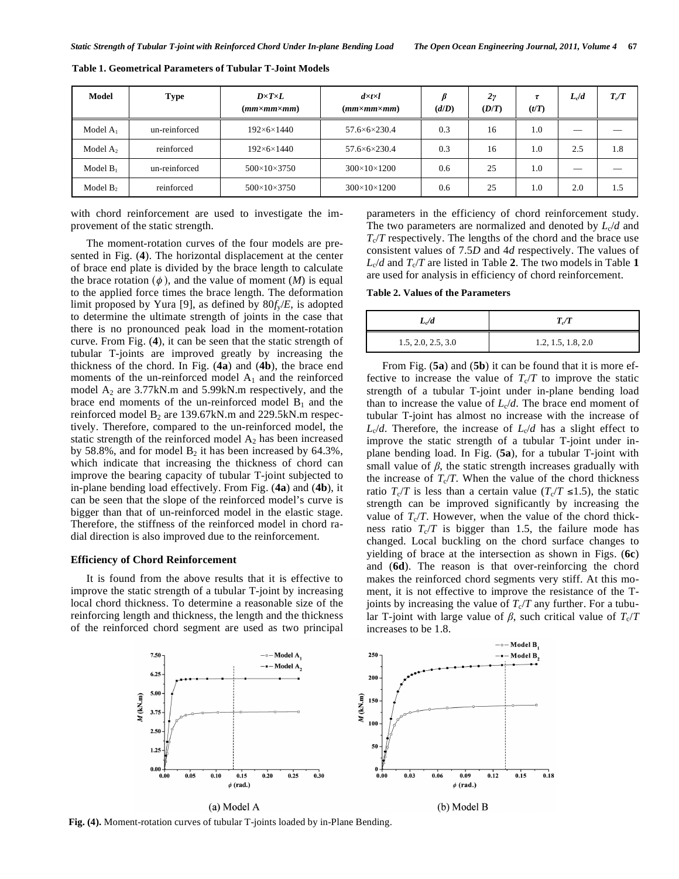**Table 1. Geometrical Parameters of Tubular T-Joint Models**

| Model | Type | $D \times T \times L$ (mm×mm×mm) | $d \times t \times l$ (mm×mm×mm) | $\beta$ ($d/D$) | $2\gamma$ ($D/T$) | $\tau$ ($t/T$) | $L_c/d$ | $T_c/T$ |
|---|---|---|---|---|---|---|---|---|
| Model $A_1$ | un-reinforced | 192×6×1440 | 57.6×6×230.4 | 0.3 | 16 | 1.0 | — | — |
| Model $A_2$ | reinforced | 192×6×1440 | 57.6×6×230.4 | 0.3 | 16 | 1.0 | 2.5 | 1.8 |
| Model $B_1$ | un-reinforced | 500×10×3750 | 300×10×1200 | 0.6 | 25 | 1.0 | — | — |
| Model $B_2$ | reinforced | 500×10×3750 | 300×10×1200 | 0.6 | 25 | 1.0 | 2.0 | 1.5 |

with chord reinforcement are used to investigate the improvement of the static strength.

The moment-rotation curves of the four models are presented in Fig. (**4**). The horizontal displacement at the center of brace end plate is divided by the brace length to calculate the brace rotation ($\phi$), and the value of moment ($M$) is equal to the applied force times the brace length. The deformation limit proposed by Yura [9], as defined by $80f_y/E$, is adopted to determine the ultimate strength of joints in the case that there is no pronounced peak load in the moment-rotation curve. From Fig. (**4**), it can be seen that the static strength of tubular T-joints are improved greatly by increasing the thickness of the chord. In Fig. (**4a**) and (**4b**), the brace end moments of the un-reinforced model $A_1$ and the reinforced model $A_2$ are 3.77kN.m and 5.99kN.m respectively, and the brace end moments of the un-reinforced model $B_1$ and the reinforced model $B_2$ are 139.67kN.m and 229.5kN.m respectively. Therefore, compared to the un-reinforced model, the static strength of the reinforced model $A_2$ has been increased by 58.8%, and for model $B_2$ it has been increased by 64.3%, which indicate that increasing the thickness of chord can improve the bearing capacity of tubular T-joint subjected to in-plane bending load effectively. From Fig. (**4a**) and (**4b**), it can be seen that the slope of the reinforced model's curve is bigger than that of un-reinforced model in the elastic stage. Therefore, the stiffness of the reinforced model in chord radial direction is also improved due to the reinforcement.

## Efficiency of Chord Reinforcement

It is found from the above results that it is effective to improve the static strength of a tubular T-joint by increasing local chord thickness. To determine a reasonable size of the reinforcing length and thickness, the length and the thickness of the reinforced chord segment are used as two principal parameters in the efficiency of chord reinforcement study. The two parameters are normalized and denoted by $L_c/d$ and $T_c/T$ respectively. The lengths of the chord and the brace use consistent values of 7.5$D$ and 4$d$ respectively. The values of $L_c/d$ and $T_c/T$ are listed in Table **2**. The two models in Table **1** are used for analysis in efficiency of chord reinforcement.

**Table 2. Values of the Parameters**

| $L_c/d$ | $T_c/T$ |
|---|---|
| 1.5, 2.0, 2.5, 3.0 | 1.2, 1.5, 1.8, 2.0 |

From Fig. (**5a**) and (**5b**) it can be found that it is more effective to increase the value of $T_c/T$ to improve the static strength of a tubular T-joint under in-plane bending load than to increase the value of $L_c/d$. The brace end moment of tubular T-joint has almost no increase with the increase of $L_c/d$. Therefore, the increase of $L_c/d$ has a slight effect to improve the static strength of a tubular T-joint under in-plane bending load. In Fig. (**5a**), for a tubular T-joint with small value of $\beta$, the static strength increases gradually with the increase of $T_c/T$. When the value of the chord thickness ratio $T_c/T$ is less than a certain value ($T_c/T \leq 1.5$), the static strength can be improved significantly by increasing the value of $T_c/T$. However, when the value of the chord thickness ratio $T_c/T$ is bigger than 1.5, the failure mode has changed. Local buckling on the chord surface changes to yielding of brace at the intersection as shown in Figs. (**6c**) and (**6d**). The reason is that over-reinforcing the chord makes the reinforced chord segments very stiff. At this moment, it is not effective to improve the resistance of the T-joints by increasing the value of $T_c/T$ any further. For a tubular T-joint with large value of $\beta$, such critical value of $T_c/T$ increases to be 1.8.

(a) Model A

(b) Model B

**Fig. (4).** Moment-rotation curves of tubular T-joints loaded by in-Plane Bending.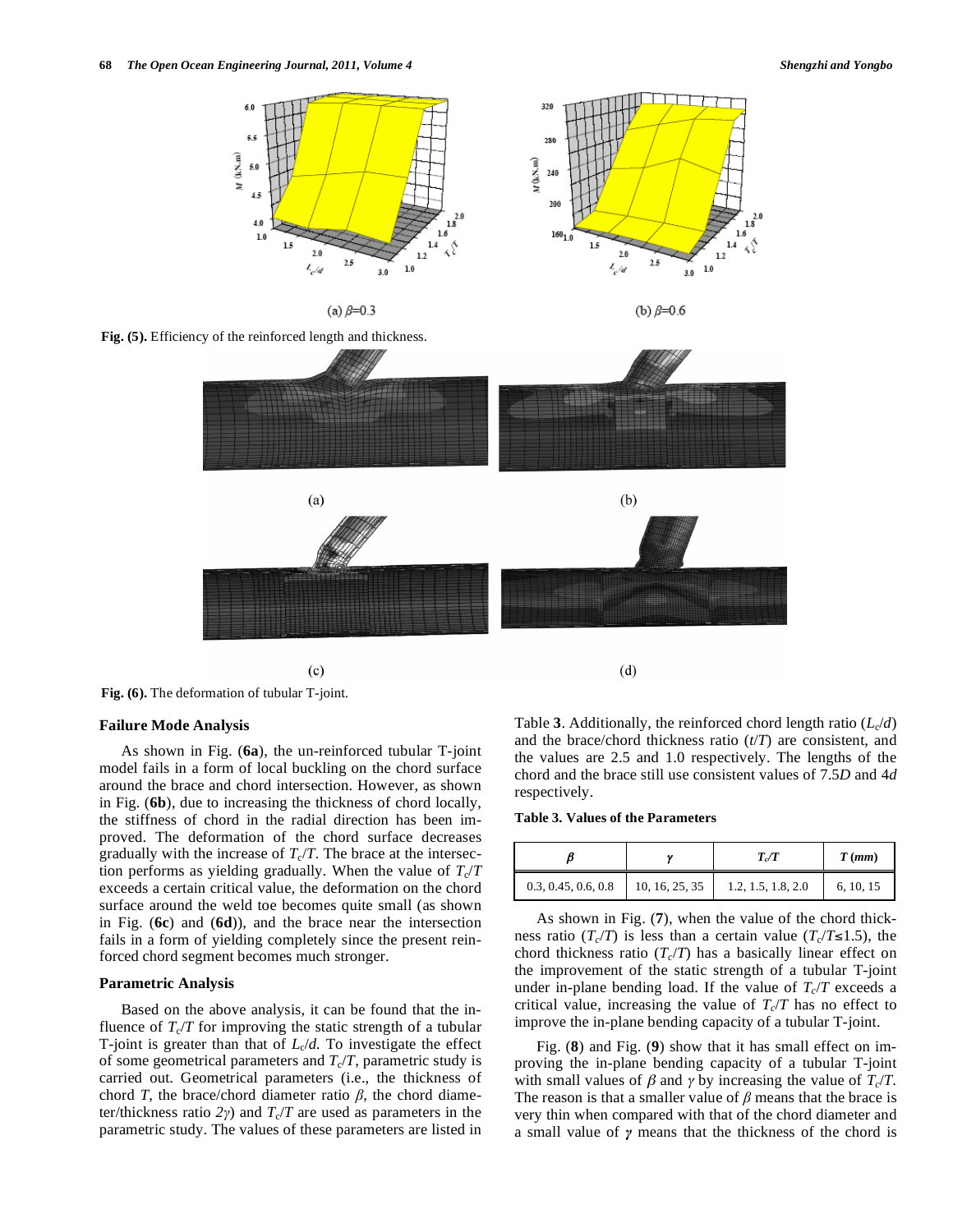(a) $\beta$=0.3

(b) $\beta$=0.6

**Fig. (5).** Efficiency of the reinforced length and thickness.

(a)

(b)

(c)

(d)

**Fig. (6).** The deformation of tubular T-joint.

### Failure Mode Analysis

As shown in Fig. (**6a**), the un-reinforced tubular T-joint model fails in a form of local buckling on the chord surface around the brace and chord intersection. However, as shown in Fig. (**6b**), due to increasing the thickness of chord locally, the stiffness of chord in the radial direction has been improved. The deformation of the chord surface decreases gradually with the increase of $T_c/T$. The brace at the intersection performs as yielding gradually. When the value of $T_c/T$ exceeds a certain critical value, the deformation on the chord surface around the weld toe becomes quite small (as shown in Fig. (**6c**) and (**6d**)), and the brace near the intersection fails in a form of yielding completely since the present reinforced chord segment becomes much stronger.

### Parametric Analysis

Based on the above analysis, it can be found that the influence of $T_c/T$ for improving the static strength of a tubular T-joint is greater than that of $L_c/d$. To investigate the effect of some geometrical parameters and $T_c/T$, parametric study is carried out. Geometrical parameters (i.e., the thickness of chord $T$, the brace/chord diameter ratio $\beta$, the chord diameter/thickness ratio $2\gamma$) and $T_c/T$ are used as parameters in the parametric study. The values of these parameters are listed in Table **3**. Additionally, the reinforced chord length ratio ($L_c/d$) and the brace/chord thickness ratio ($t/T$) are consistent, and the values are 2.5 and 1.0 respectively. The lengths of the chord and the brace still use consistent values of 7.5$D$ and 4$d$ respectively.

**Table 3. Values of the Parameters**

| $\beta$ | $\gamma$ | $T_c/T$ | $T$ (*mm*) |
|---|---|---|---|
| 0.3, 0.45, 0.6, 0.8 | 10, 16, 25, 35 | 1.2, 1.5, 1.8, 2.0 | 6, 10, 15 |

As shown in Fig. (**7**), when the value of the chord thickness ratio ($T_c/T$) is less than a certain value ($T_c/T \leq 1.5$), the chord thickness ratio ($T_c/T$) has a basically linear effect on the improvement of the static strength of a tubular T-joint under in-plane bending load. If the value of $T_c/T$ exceeds a critical value, increasing the value of $T_c/T$ has no effect to improve the in-plane bending capacity of a tubular T-joint.

Fig. (**8**) and Fig. (**9**) show that it has small effect on improving the in-plane bending capacity of a tubular T-joint with small values of $\beta$ and $\gamma$ by increasing the value of $T_c/T$. The reason is that a smaller value of $\beta$ means that the brace is very thin when compared with that of the chord diameter and a small value of $\gamma$ means that the thickness of the chord is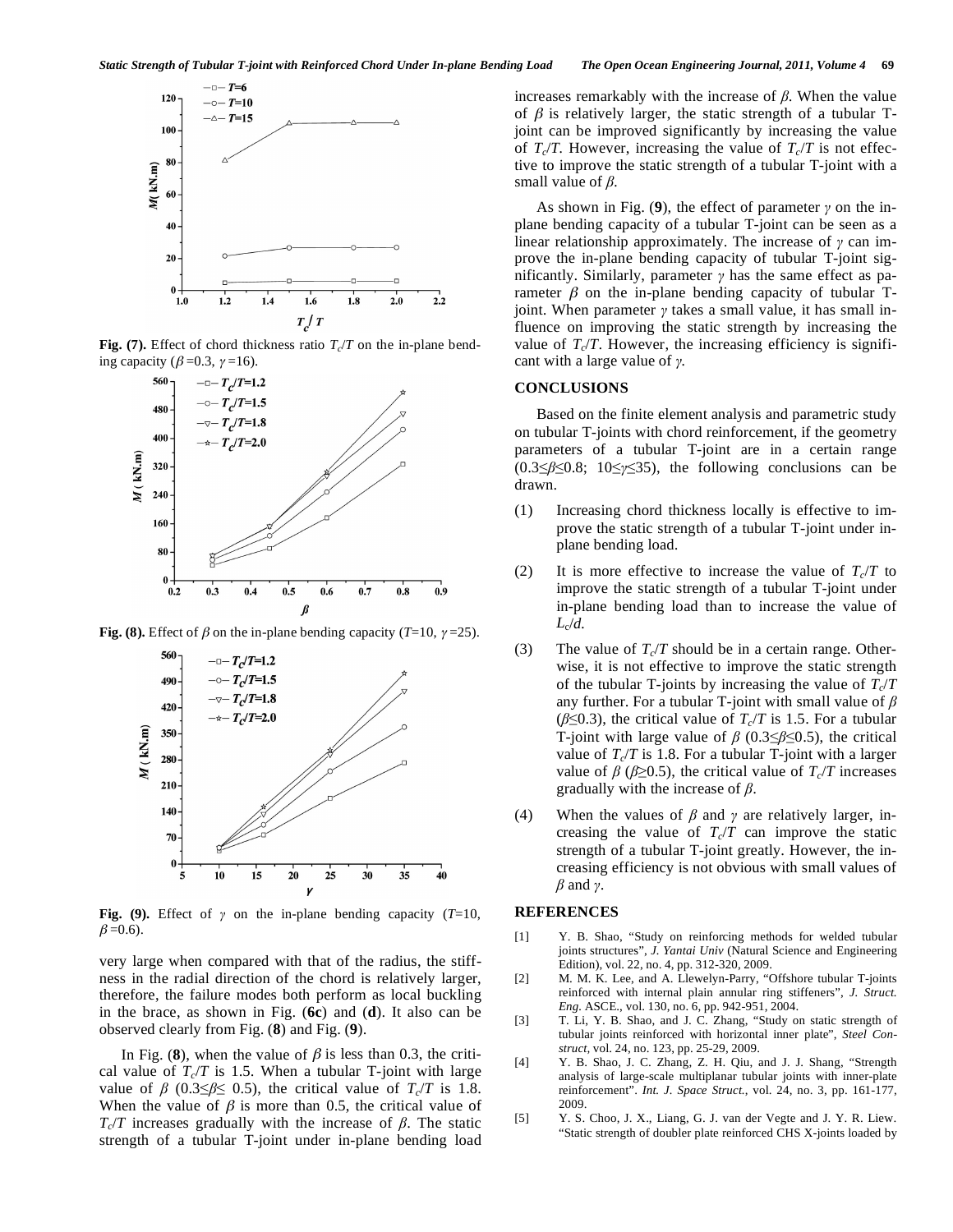Fig. (7). Effect of chord thickness ratio $T_c/T$ on the in-plane bending capacity ($\beta$=0.3, $\gamma$=16).

Fig. (8). Effect of $\beta$ on the in-plane bending capacity ($T$=10, $\gamma$=25).

Fig. (9). Effect of $\gamma$ on the in-plane bending capacity ($T$=10, $\beta$=0.6).

very large when compared with that of the radius, the stiffness in the radial direction of the chord is relatively larger, therefore, the failure modes both perform as local buckling in the brace, as shown in Fig. (**6c**) and (**d**). It also can be observed clearly from Fig. (**8**) and Fig. (**9**).

In Fig. (**8**), when the value of $\beta$ is less than 0.3, the critical value of $T_c/T$ is 1.5. When a tubular T-joint with large value of $\beta$ ($0.3\leq\beta\leq 0.5$), the critical value of $T_c/T$ is 1.8. When the value of $\beta$ is more than 0.5, the critical value of $T_c/T$ increases gradually with the increase of $\beta$. The static strength of a tubular T-joint under in-plane bending load increases remarkably with the increase of $\beta$. When the value of $\beta$ is relatively larger, the static strength of a tubular T-joint can be improved significantly by increasing the value of $T_c/T$. However, increasing the value of $T_c/T$ is not effective to improve the static strength of a tubular T-joint with a small value of $\beta$.

As shown in Fig. (**9**), the effect of parameter $\gamma$ on the in-plane bending capacity of a tubular T-joint can be seen as a linear relationship approximately. The increase of $\gamma$ can improve the in-plane bending capacity of tubular T-joint significantly. Similarly, parameter $\gamma$ has the same effect as parameter $\beta$ on the in-plane bending capacity of tubular T-joint. When parameter $\gamma$ takes a small value, it has small influence on improving the static strength by increasing the value of $T_c/T$. However, the increasing efficiency is significant with a large value of $\gamma$.

## CONCLUSIONS

Based on the finite element analysis and parametric study on tubular T-joints with chord reinforcement, if the geometry parameters of a tubular T-joint are in a certain range ($0.3\leq\beta\leq0.8$; $10\leq\gamma\leq35$), the following conclusions can be drawn.

(1) Increasing chord thickness locally is effective to improve the static strength of a tubular T-joint under in-plane bending load.

(2) It is more effective to increase the value of $T_c/T$ to improve the static strength of a tubular T-joint under in-plane bending load than to increase the value of $L_c/d$.

(3) The value of $T_c/T$ should be in a certain range. Otherwise, it is not effective to improve the static strength of the tubular T-joints by increasing the value of $T_c/T$ any further. For a tubular T-joint with small value of $\beta$ ($\beta\leq0.3$), the critical value of $T_c/T$ is 1.5. For a tubular T-joint with large value of $\beta$ ($0.3\leq\beta\leq0.5$), the critical value of $T_c/T$ is 1.8. For a tubular T-joint with a larger value of $\beta$ ($\beta\geq0.5$), the critical value of $T_c/T$ increases gradually with the increase of $\beta$.

(4) When the values of $\beta$ and $\gamma$ are relatively larger, increasing the value of $T_c/T$ can improve the static strength of a tubular T-joint greatly. However, the increasing efficiency is not obvious with small values of $\beta$ and $\gamma$.

## REFERENCES

[1] Y. B. Shao, "Study on reinforcing methods for welded tubular joints structures", *J. Yantai Univ* (Natural Science and Engineering Edition), vol. 22, no. 4, pp. 312-320, 2009.

[2] M. M. K. Lee, and A. Llewelyn-Parry, "Offshore tubular T-joints reinforced with internal plain annular ring stiffeners", *J. Struct. Eng*. ASCE., vol. 130, no. 6, pp. 942-951, 2004.

[3] T. Li, Y. B. Shao, and J. C. Zhang, "Study on static strength of tubular joints reinforced with horizontal inner plate", *Steel Construct*, vol. 24, no. 123, pp. 25-29, 2009.

[4] Y. B. Shao, J. C. Zhang, Z. H. Qiu, and J. J. Shang, "Strength analysis of large-scale multiplanar tubular joints with inner-plate reinforcement". *Int. J. Space Struct.*, vol. 24, no. 3, pp. 161-177, 2009.

[5] Y. S. Choo, J. X., Liang, G. J. van der Vegte and J. Y. R. Liew. "Static strength of doubler plate reinforced CHS X-joints loaded by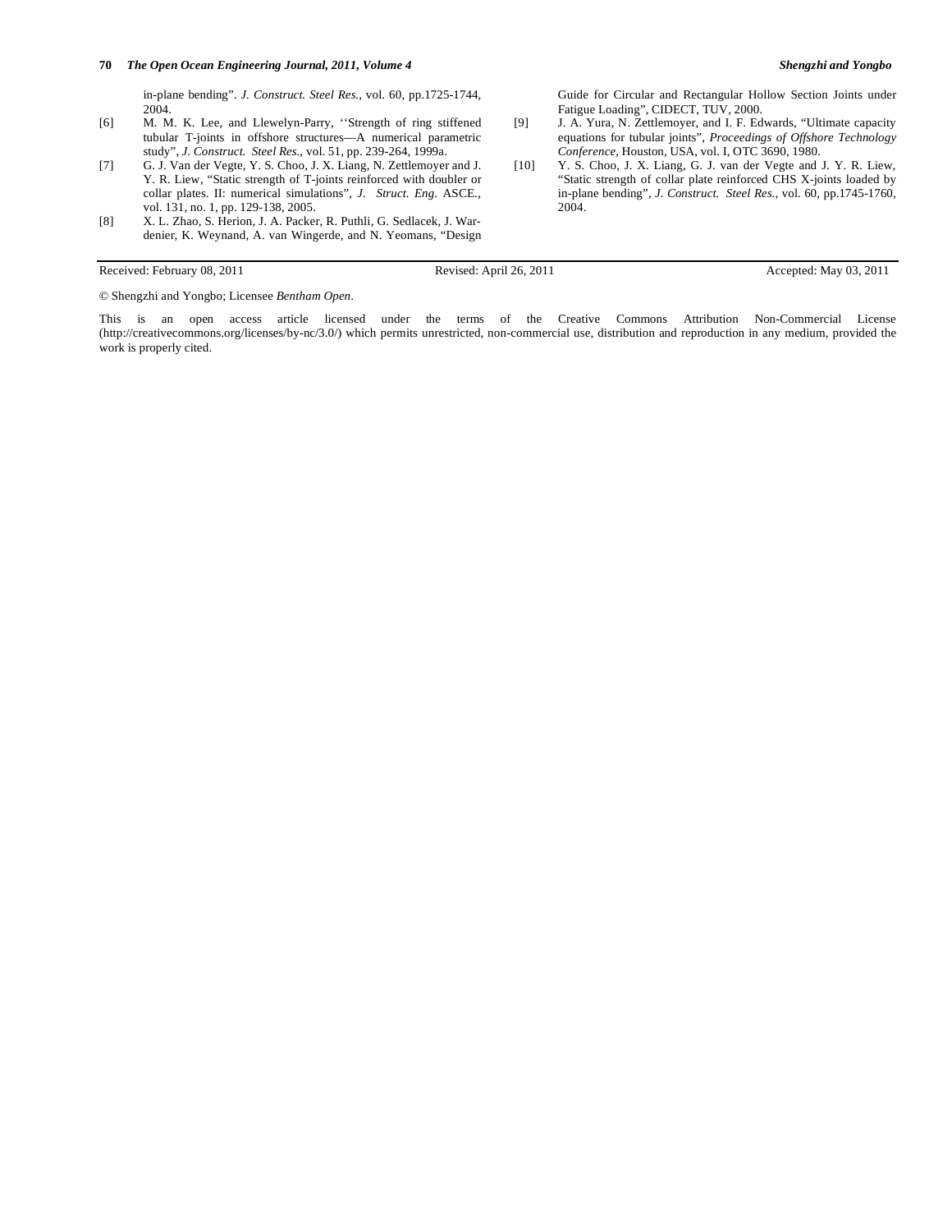in-plane bending". *J. Construct. Steel Res.*, vol. 60, pp.1725-1744, 2004.

[6] M. M. K. Lee, and Llewelyn-Parry, ''Strength of ring stiffened tubular T-joints in offshore structures—A numerical parametric study", *J. Construct. Steel Res.*, vol. 51, pp. 239-264, 1999a.

[7] G. J. Van der Vegte, Y. S. Choo, J. X. Liang, N. Zettlemoyer and J. Y. R. Liew, "Static strength of T-joints reinforced with doubler or collar plates. II: numerical simulations", *J. Struct. Eng.* ASCE., vol. 131, no. 1, pp. 129-138, 2005.

[8] X. L. Zhao, S. Herion, J. A. Packer, R. Puthli, G. Sedlacek, J. Wardenier, K. Weynand, A. van Wingerde, and N. Yeomans, "Design Guide for Circular and Rectangular Hollow Section Joints under Fatigue Loading", CIDECT, TUV, 2000.

[9] J. A. Yura, N. Zettlemoyer, and I. F. Edwards, "Ultimate capacity equations for tubular joints", *Proceedings of Offshore Technology Conference*, Houston, USA, vol. I, OTC 3690, 1980.

[10] Y. S. Choo, J. X. Liang, G. J. van der Vegte and J. Y. R. Liew, "Static strength of collar plate reinforced CHS X-joints loaded by in-plane bending", *J. Construct. Steel Res.*, vol. 60, pp.1745-1760, 2004.

Received: February 08, 2011 Revised: April 26, 2011 Accepted: May 03, 2011

© Shengzhi and Yongbo; Licensee *Bentham Open*.

This is an open access article licensed under the terms of the Creative Commons Attribution Non-Commercial License (http://creativecommons.org/licenses/by-nc/3.0/) which permits unrestricted, non-commercial use, distribution and reproduction in any medium, provided the work is properly cited.